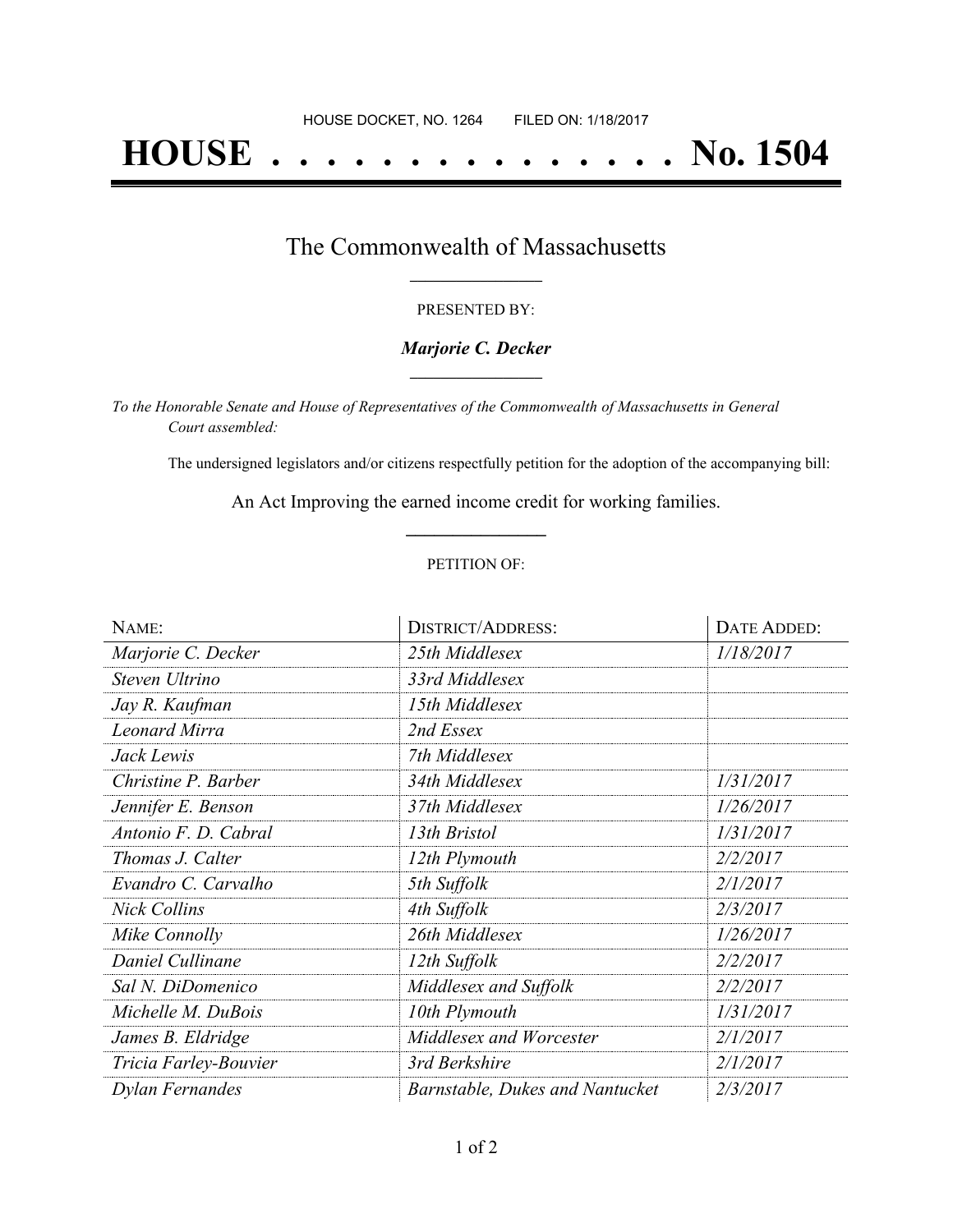HOUSE DOCKET, NO. 1264 FILED ON: 1/18/2017

# HOUSE . . . . . . . . . . . . . . . No. 1504

## The Commonwealth of Massachusetts

PRESENTED BY:

***Marjorie C. Decker***

*To the Honorable Senate and House of Representatives of the Commonwealth of Massachusetts in General Court assembled:*

The undersigned legislators and/or citizens respectfully petition for the adoption of the accompanying bill:

An Act Improving the earned income credit for working families.

PETITION OF:

| NAME: | DISTRICT/ADDRESS: | DATE ADDED: |
|---|---|---|
| *Marjorie C. Decker* | *25th Middlesex* | *1/18/2017* |
| *Steven Ultrino* | *33rd Middlesex* | |
| *Jay R. Kaufman* | *15th Middlesex* | |
| *Leonard Mirra* | *2nd Essex* | |
| *Jack Lewis* | *7th Middlesex* | |
| *Christine P. Barber* | *34th Middlesex* | *1/31/2017* |
| *Jennifer E. Benson* | *37th Middlesex* | *1/26/2017* |
| *Antonio F. D. Cabral* | *13th Bristol* | *1/31/2017* |
| *Thomas J. Calter* | *12th Plymouth* | *2/2/2017* |
| *Evandro C. Carvalho* | *5th Suffolk* | *2/1/2017* |
| *Nick Collins* | *4th Suffolk* | *2/3/2017* |
| *Mike Connolly* | *26th Middlesex* | *1/26/2017* |
| *Daniel Cullinane* | *12th Suffolk* | *2/2/2017* |
| *Sal N. DiDomenico* | *Middlesex and Suffolk* | *2/2/2017* |
| *Michelle M. DuBois* | *10th Plymouth* | *1/31/2017* |
| *James B. Eldridge* | *Middlesex and Worcester* | *2/1/2017* |
| *Tricia Farley-Bouvier* | *3rd Berkshire* | *2/1/2017* |
| *Dylan Fernandes* | *Barnstable, Dukes and Nantucket* | *2/3/2017* |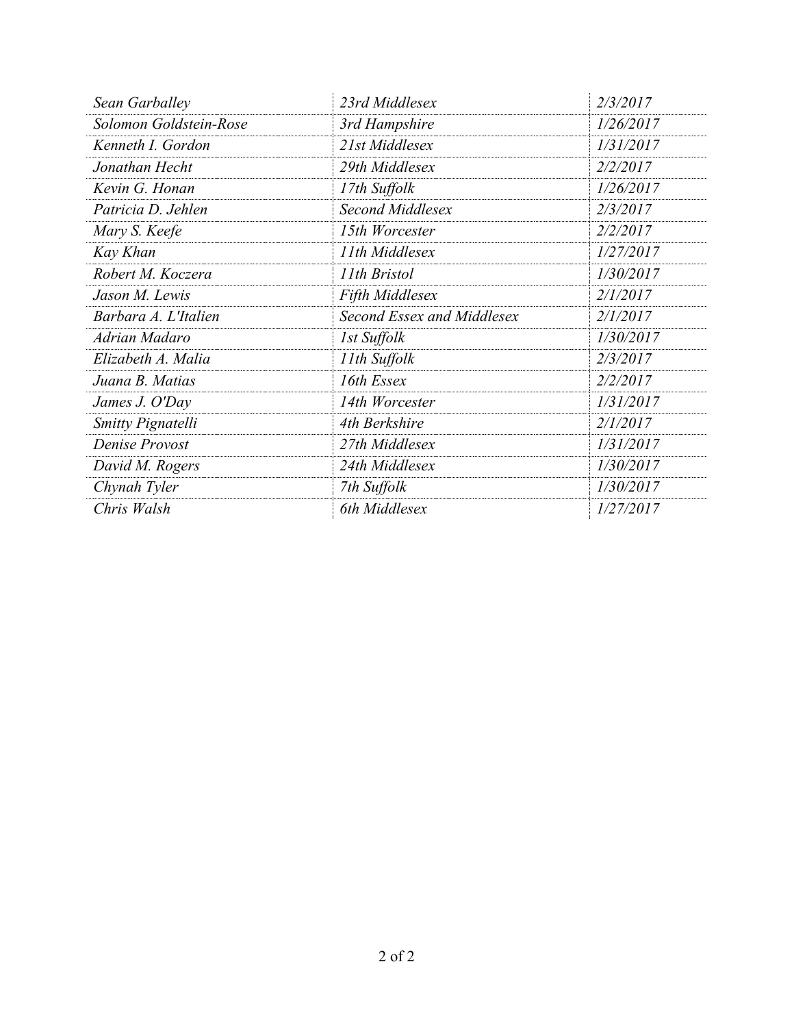| | | |
|---|---|---|
| *Sean Garballey* | *23rd Middlesex* | *2/3/2017* |
| *Solomon Goldstein-Rose* | *3rd Hampshire* | *1/26/2017* |
| *Kenneth I. Gordon* | *21st Middlesex* | *1/31/2017* |
| *Jonathan Hecht* | *29th Middlesex* | *2/2/2017* |
| *Kevin G. Honan* | *17th Suffolk* | *1/26/2017* |
| *Patricia D. Jehlen* | *Second Middlesex* | *2/3/2017* |
| *Mary S. Keefe* | *15th Worcester* | *2/2/2017* |
| *Kay Khan* | *11th Middlesex* | *1/27/2017* |
| *Robert M. Koczera* | *11th Bristol* | *1/30/2017* |
| *Jason M. Lewis* | *Fifth Middlesex* | *2/1/2017* |
| *Barbara A. L'Italien* | *Second Essex and Middlesex* | *2/1/2017* |
| *Adrian Madaro* | *1st Suffolk* | *1/30/2017* |
| *Elizabeth A. Malia* | *11th Suffolk* | *2/3/2017* |
| *Juana B. Matias* | *16th Essex* | *2/2/2017* |
| *James J. O'Day* | *14th Worcester* | *1/31/2017* |
| *Smitty Pignatelli* | *4th Berkshire* | *2/1/2017* |
| *Denise Provost* | *27th Middlesex* | *1/31/2017* |
| *David M. Rogers* | *24th Middlesex* | *1/30/2017* |
| *Chynah Tyler* | *7th Suffolk* | *1/30/2017* |
| *Chris Walsh* | *6th Middlesex* | *1/27/2017* |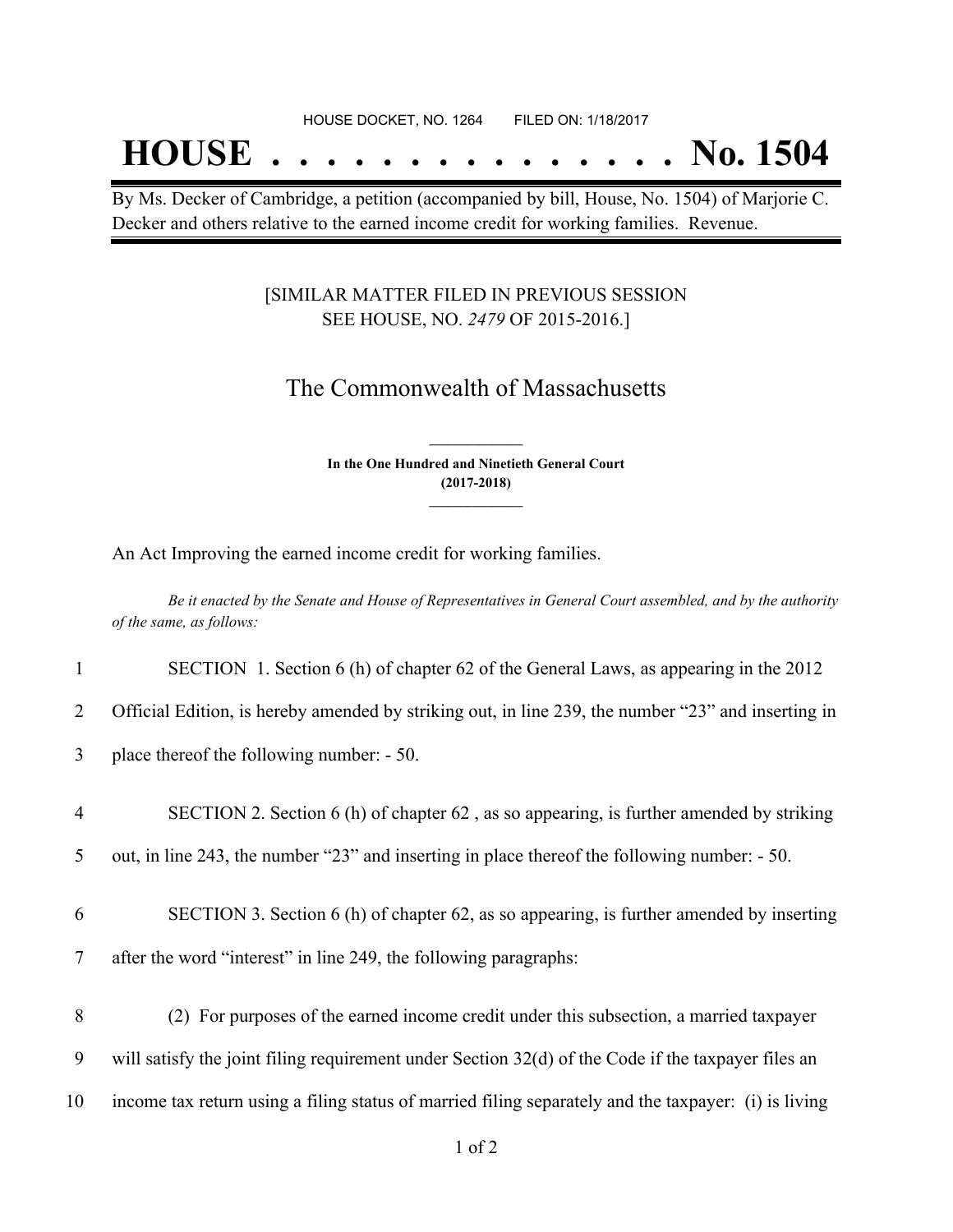HOUSE DOCKET, NO. 1264 FILED ON: 1/18/2017

# HOUSE . . . . . . . . . . . . . . . No. 1504

By Ms. Decker of Cambridge, a petition (accompanied by bill, House, No. 1504) of Marjorie C. Decker and others relative to the earned income credit for working families. Revenue.

[SIMILAR MATTER FILED IN PREVIOUS SESSION SEE HOUSE, NO. *2479* OF 2015-2016.]

## The Commonwealth of Massachusetts

**In the One Hundred and Ninetieth General Court (2017-2018)**

An Act Improving the earned income credit for working families.

*Be it enacted by the Senate and House of Representatives in General Court assembled, and by the authority of the same, as follows:*

1 SECTION 1. Section 6 (h) of chapter 62 of the General Laws, as appearing in the 2012
2 Official Edition, is hereby amended by striking out, in line 239, the number "23" and inserting in
3 place thereof the following number: - 50.

4 SECTION 2. Section 6 (h) of chapter 62 , as so appearing, is further amended by striking
5 out, in line 243, the number "23" and inserting in place thereof the following number: - 50.

6 SECTION 3. Section 6 (h) of chapter 62, as so appearing, is further amended by inserting
7 after the word "interest" in line 249, the following paragraphs:

8 (2) For purposes of the earned income credit under this subsection, a married taxpayer
9 will satisfy the joint filing requirement under Section 32(d) of the Code if the taxpayer files an
10 income tax return using a filing status of married filing separately and the taxpayer: (i) is living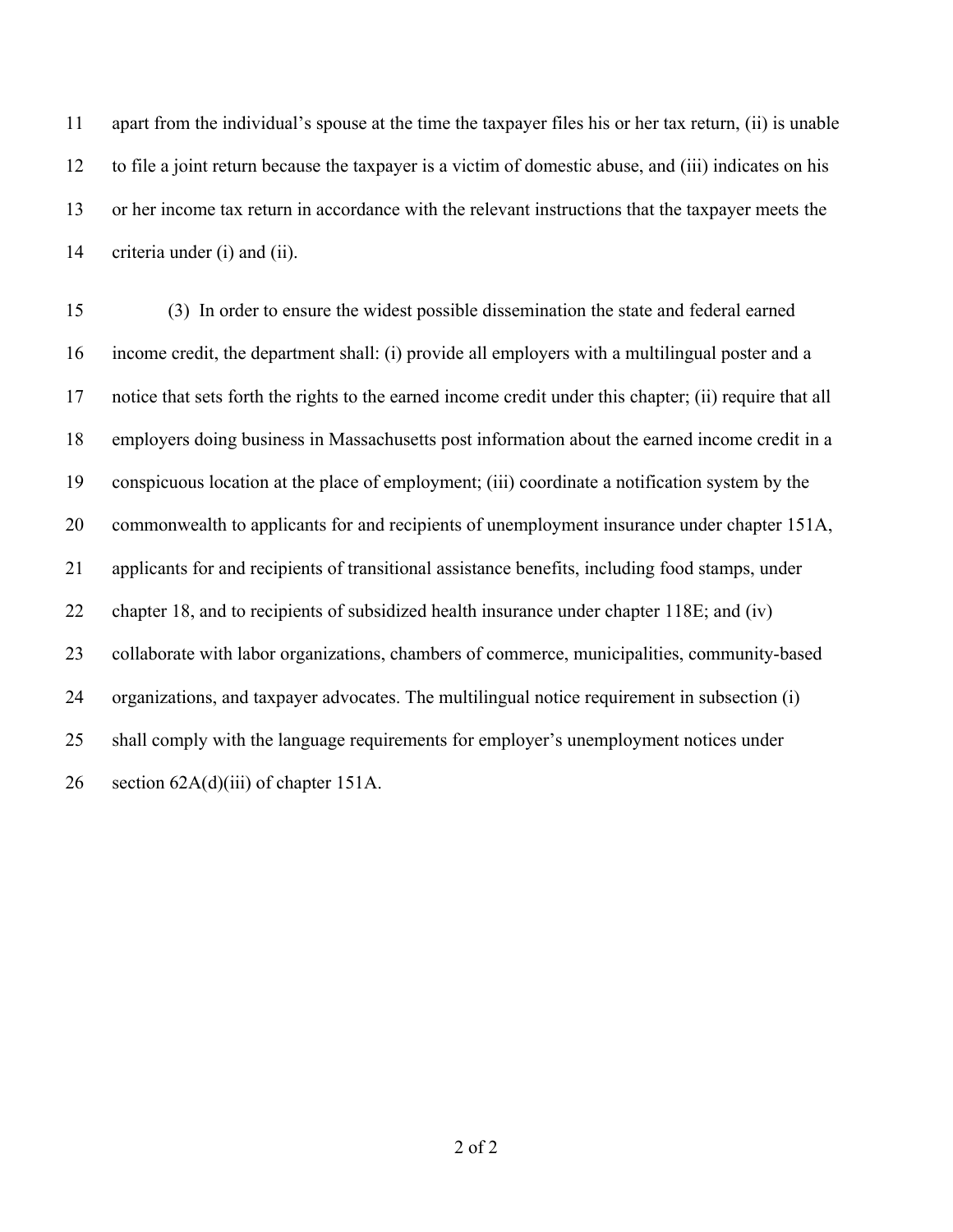apart from the individual's spouse at the time the taxpayer files his or her tax return, (ii) is unable to file a joint return because the taxpayer is a victim of domestic abuse, and (iii) indicates on his or her income tax return in accordance with the relevant instructions that the taxpayer meets the criteria under (i) and (ii).

(3) In order to ensure the widest possible dissemination the state and federal earned income credit, the department shall: (i) provide all employers with a multilingual poster and a notice that sets forth the rights to the earned income credit under this chapter; (ii) require that all employers doing business in Massachusetts post information about the earned income credit in a conspicuous location at the place of employment; (iii) coordinate a notification system by the commonwealth to applicants for and recipients of unemployment insurance under chapter 151A, applicants for and recipients of transitional assistance benefits, including food stamps, under chapter 18, and to recipients of subsidized health insurance under chapter 118E; and (iv) collaborate with labor organizations, chambers of commerce, municipalities, community-based organizations, and taxpayer advocates. The multilingual notice requirement in subsection (i) shall comply with the language requirements for employer's unemployment notices under section 62A(d)(iii) of chapter 151A.